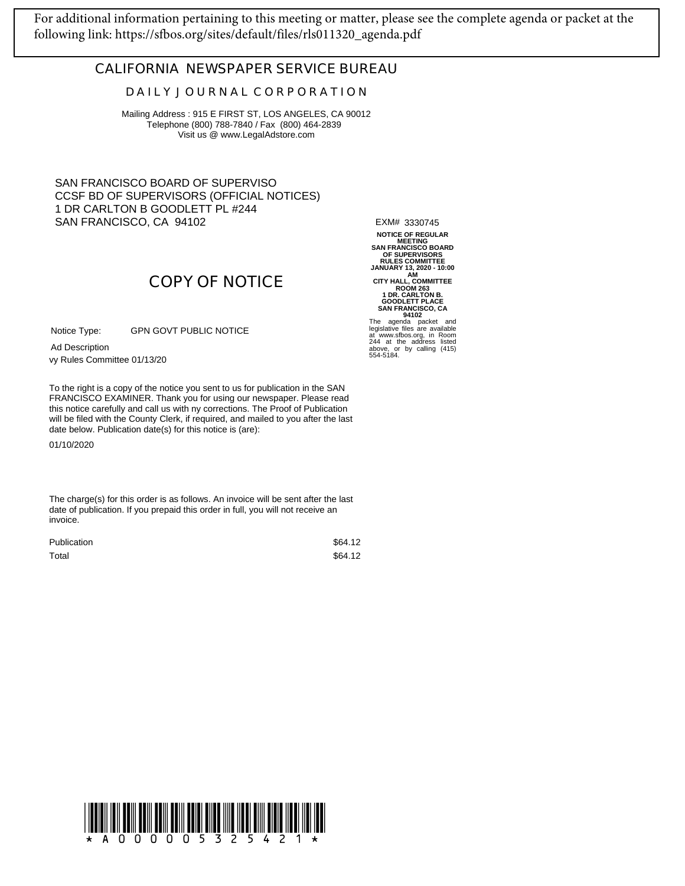For additional information pertaining to this meeting or matter, please see the complete agenda or packet at the following link: https://sfbos.org/sites/default/files/rls011320_agenda.pdf

## CALIFORNIA NEWSPAPER SERVICE BUREAU

### DAILY JOURNAL CORPORATION

Mailing Address : 915 E FIRST ST, LOS ANGELES, CA 90012
Telephone (800) 788-7840 / Fax (800) 464-2839
Visit us @ www.LegalAdstore.com

SAN FRANCISCO BOARD OF SUPERVISO
CCSF BD OF SUPERVISORS (OFFICIAL NOTICES)
1 DR CARLTON B GOODLETT PL #244
SAN FRANCISCO, CA 94102

EXM# 3330745

## COPY OF NOTICE

Notice Type: GPN GOVT PUBLIC NOTICE

Ad Description
vy Rules Committee 01/13/20

To the right is a copy of the notice you sent to us for publication in the SAN FRANCISCO EXAMINER. Thank you for using our newspaper. Please read this notice carefully and call us with ny corrections. The Proof of Publication will be filed with the County Clerk, if required, and mailed to you after the last date below. Publication date(s) for this notice is (are):

01/10/2020

The charge(s) for this order is as follows. An invoice will be sent after the last date of publication. If you prepaid this order in full, you will not receive an invoice.

| | |
|---|---|
| Publication | $64.12 |
| Total | $64.12 |

**NOTICE OF REGULAR MEETING SAN FRANCISCO BOARD OF SUPERVISORS RULES COMMITTEE JANUARY 13, 2020 - 10:00 AM CITY HALL, COMMITTEE ROOM 263 1 DR. CARLTON B. GOODLETT PLACE SAN FRANCISCO, CA 94102**

The agenda packet and legislative files are available at www.sfbos.org, in Room 244 at the address listed above, or by calling (415) 554-5184.

* A 0 0 0 0 0 5 3 2 5 4 2 1 *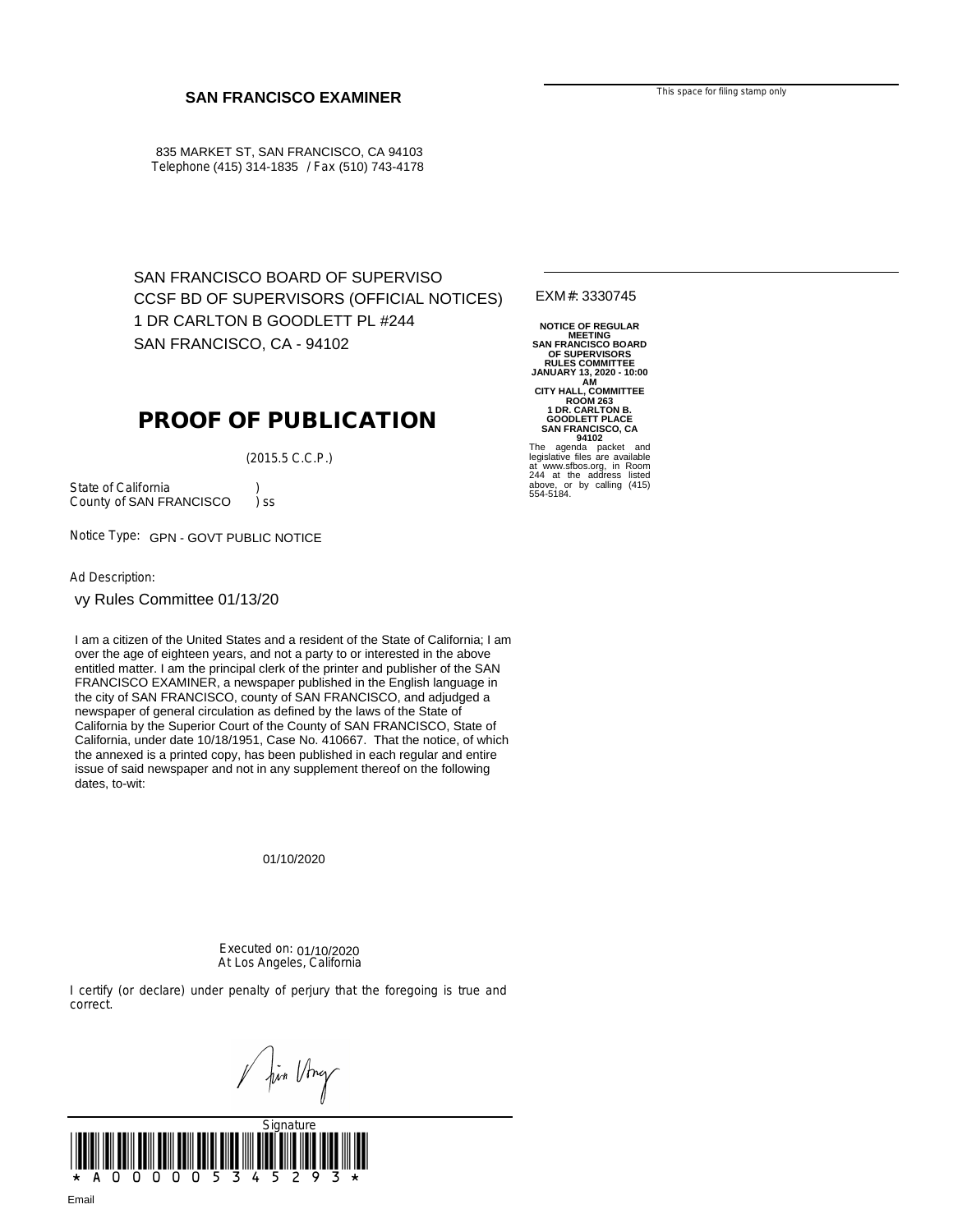**SAN FRANCISCO EXAMINER**

This space for filing stamp only

835 MARKET ST, SAN FRANCISCO, CA 94103
Telephone (415) 314-1835 / Fax (510) 743-4178

SAN FRANCISCO BOARD OF SUPERVISO
CCSF BD OF SUPERVISORS (OFFICIAL NOTICES)
1 DR CARLTON B GOODLETT PL #244
SAN FRANCISCO, CA - 94102

EXM#: 3330745

**NOTICE OF REGULAR MEETING SAN FRANCISCO BOARD OF SUPERVISORS RULES COMMITTEE JANUARY 13, 2020 - 10:00 AM CITY HALL, COMMITTEE ROOM 263 1 DR. CARLTON B. GOODLETT PLACE SAN FRANCISCO, CA 94102**

The agenda packet and legislative files are available at www.sfbos.org, in Room 244 at the address listed above, or by calling (415) 554-5184.

# PROOF OF PUBLICATION

(2015.5 C.C.P.)

State of California )
County of SAN FRANCISCO ) ss

Notice Type: GPN - GOVT PUBLIC NOTICE

Ad Description:

vy Rules Committee 01/13/20

I am a citizen of the United States and a resident of the State of California; I am over the age of eighteen years, and not a party to or interested in the above entitled matter. I am the principal clerk of the printer and publisher of the SAN FRANCISCO EXAMINER, a newspaper published in the English language in the city of SAN FRANCISCO, county of SAN FRANCISCO, and adjudged a newspaper of general circulation as defined by the laws of the State of California by the Superior Court of the County of SAN FRANCISCO, State of California, under date 10/18/1951, Case No. 410667. That the notice, of which the annexed is a printed copy, has been published in each regular and entire issue of said newspaper and not in any supplement thereof on the following dates, to-wit:

01/10/2020

Executed on: 01/10/2020
At Los Angeles, California

I certify (or declare) under penalty of perjury that the foregoing is true and correct.

Signature

\* A 0 0 0 0 0 5 3 4 5 2 9 3 \*

Email